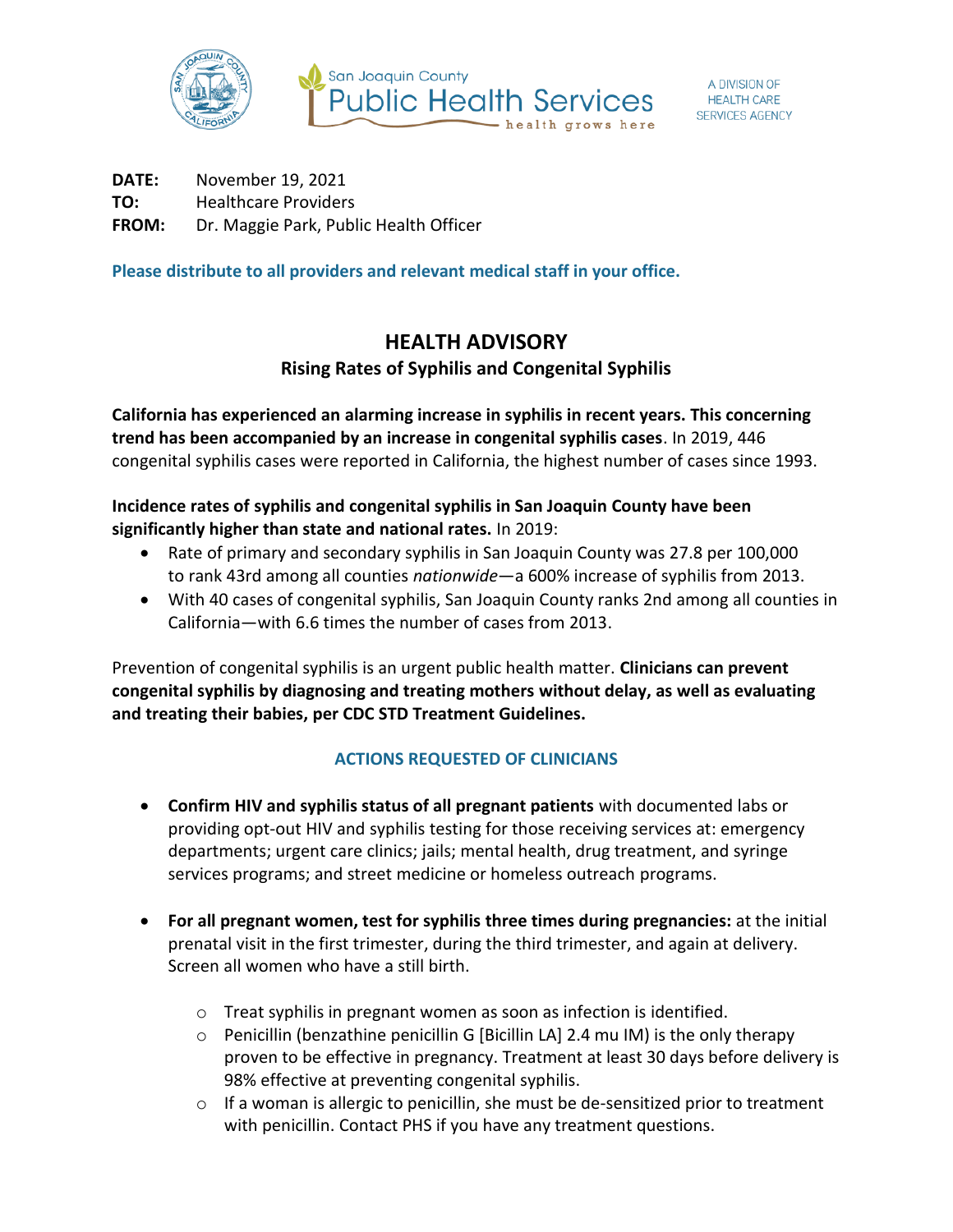San Joaquin County Public Health Services — health grows here

A DIVISION OF HEALTH CARE SERVICES AGENCY

**DATE:** November 19, 2021
**TO:** Healthcare Providers
**FROM:** Dr. Maggie Park, Public Health Officer

**Please distribute to all providers and relevant medical staff in your office.**

# HEALTH ADVISORY

## Rising Rates of Syphilis and Congenital Syphilis

**California has experienced an alarming increase in syphilis in recent years. This concerning trend has been accompanied by an increase in congenital syphilis cases**. In 2019, 446 congenital syphilis cases were reported in California, the highest number of cases since 1993.

**Incidence rates of syphilis and congenital syphilis in San Joaquin County have been significantly higher than state and national rates.** In 2019:

- Rate of primary and secondary syphilis in San Joaquin County was 27.8 per 100,000 to rank 43rd among all counties *nationwide*—a 600% increase of syphilis from 2013.
- With 40 cases of congenital syphilis, San Joaquin County ranks 2nd among all counties in California—with 6.6 times the number of cases from 2013.

Prevention of congenital syphilis is an urgent public health matter. **Clinicians can prevent congenital syphilis by diagnosing and treating mothers without delay, as well as evaluating and treating their babies, per CDC STD Treatment Guidelines.**

### ACTIONS REQUESTED OF CLINICIANS

- **Confirm HIV and syphilis status of all pregnant patients** with documented labs or providing opt-out HIV and syphilis testing for those receiving services at: emergency departments; urgent care clinics; jails; mental health, drug treatment, and syringe services programs; and street medicine or homeless outreach programs.

- **For all pregnant women, test for syphilis three times during pregnancies:** at the initial prenatal visit in the first trimester, during the third trimester, and again at delivery. Screen all women who have a still birth.

    - Treat syphilis in pregnant women as soon as infection is identified.
    - Penicillin (benzathine penicillin G [Bicillin LA] 2.4 mu IM) is the only therapy proven to be effective in pregnancy. Treatment at least 30 days before delivery is 98% effective at preventing congenital syphilis.
    - If a woman is allergic to penicillin, she must be de-sensitized prior to treatment with penicillin. Contact PHS if you have any treatment questions.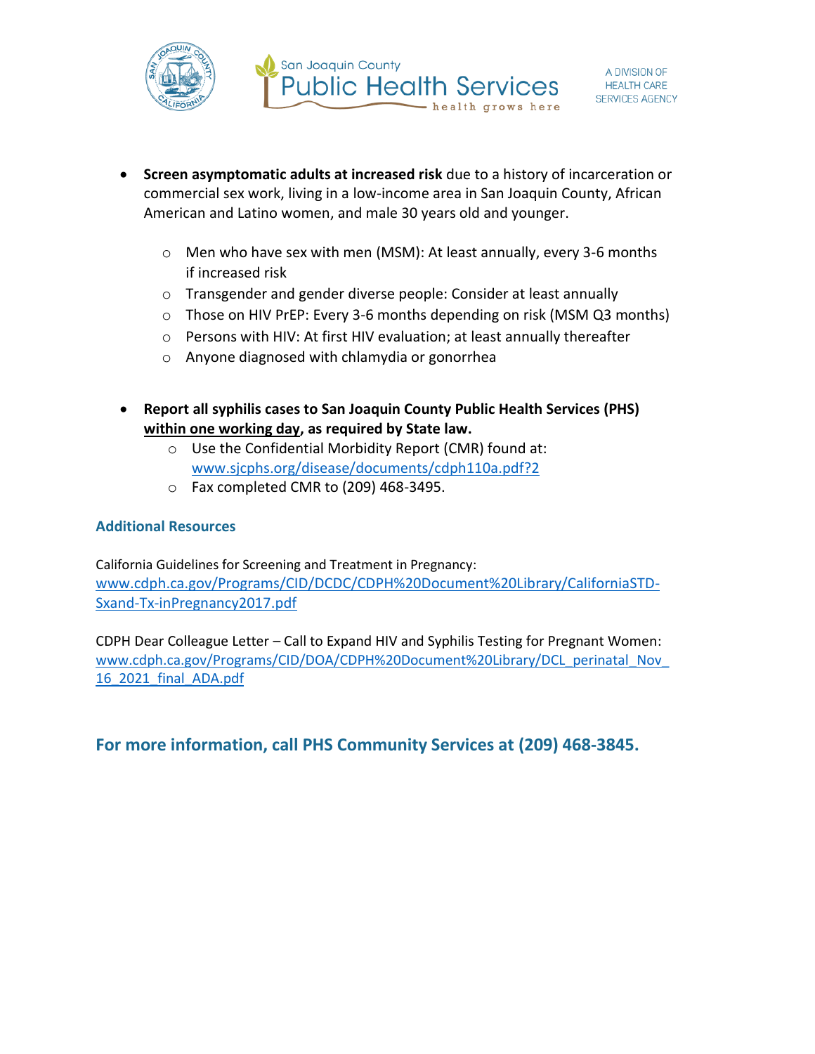- **Screen asymptomatic adults at increased risk** due to a history of incarceration or commercial sex work, living in a low-income area in San Joaquin County, African American and Latino women, and male 30 years old and younger.
  - Men who have sex with men (MSM): At least annually, every 3-6 months if increased risk
  - Transgender and gender diverse people: Consider at least annually
  - Those on HIV PrEP: Every 3-6 months depending on risk (MSM Q3 months)
  - Persons with HIV: At first HIV evaluation; at least annually thereafter
  - Anyone diagnosed with chlamydia or gonorrhea

- **Report all syphilis cases to San Joaquin County Public Health Services (PHS) <u>within one working day</u>, as required by State law.**
  - Use the Confidential Morbidity Report (CMR) found at: [www.sjcphs.org/disease/documents/cdph110a.pdf?2](www.sjcphs.org/disease/documents/cdph110a.pdf?2)
  - Fax completed CMR to (209) 468-3495.

### Additional Resources

California Guidelines for Screening and Treatment in Pregnancy: [www.cdph.ca.gov/Programs/CID/DCDC/CDPH%20Document%20Library/CaliforniaSTD-Sxand-Tx-inPregnancy2017.pdf](www.cdph.ca.gov/Programs/CID/DCDC/CDPH%20Document%20Library/CaliforniaSTD-Sxand-Tx-inPregnancy2017.pdf)

CDPH Dear Colleague Letter – Call to Expand HIV and Syphilis Testing for Pregnant Women: [www.cdph.ca.gov/Programs/CID/DOA/CDPH%20Document%20Library/DCL_perinatal_Nov_16_2021_final_ADA.pdf](www.cdph.ca.gov/Programs/CID/DOA/CDPH%20Document%20Library/DCL_perinatal_Nov_16_2021_final_ADA.pdf)

## For more information, call PHS Community Services at (209) 468-3845.